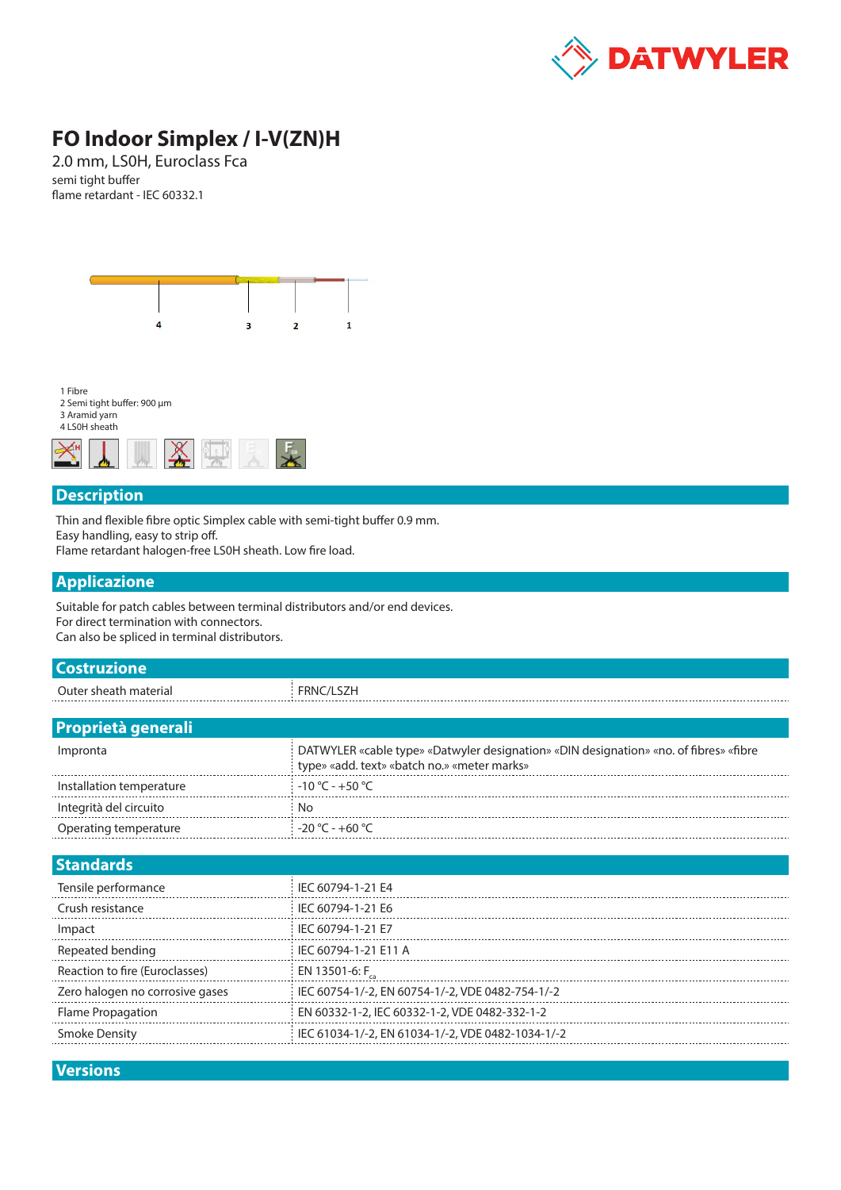# FO Indoor Simplex / I-V(ZN)H

2.0 mm, LS0H, Euroclass Fca

semi tight buffer

flame retardant - IEC 60332.1

4 3 2 1

1 Fibre
2 Semi tight buffer: 900 µm
3 Aramid yarn
4 LS0H sheath

## Description

Thin and flexible fibre optic Simplex cable with semi-tight buffer 0.9 mm.
Easy handling, easy to strip off.
Flame retardant halogen-free LS0H sheath. Low fire load.

## Applicazione

Suitable for patch cables between terminal distributors and/or end devices.
For direct termination with connectors.
Can also be spliced in terminal distributors.

## Costruzione

| | |
|---|---|
| Outer sheath material | FRNC/LSZH |

## Proprietà generali

| | |
|---|---|
| Impronta | DATWYLER «cable type» «Datwyler designation» «DIN designation» «no. of fibres» «fibre type» «add. text» «batch no.» «meter marks» |
| Installation temperature | -10 °C - +50 °C |
| Integrità del circuito | No |
| Operating temperature | -20 °C - +60 °C |

## Standards

| | |
|---|---|
| Tensile performance | IEC 60794-1-21 E4 |
| Crush resistance | IEC 60794-1-21 E6 |
| Impact | IEC 60794-1-21 E7 |
| Repeated bending | IEC 60794-1-21 E11 A |
| Reaction to fire (Euroclasses) | EN 13501-6: $F_{ca}$ |
| Zero halogen no corrosive gases | IEC 60754-1/-2, EN 60754-1/-2, VDE 0482-754-1/-2 |
| Flame Propagation | EN 60332-1-2, IEC 60332-1-2, VDE 0482-332-1-2 |
| Smoke Density | IEC 61034-1/-2, EN 61034-1/-2, VDE 0482-1034-1/-2 |

## Versions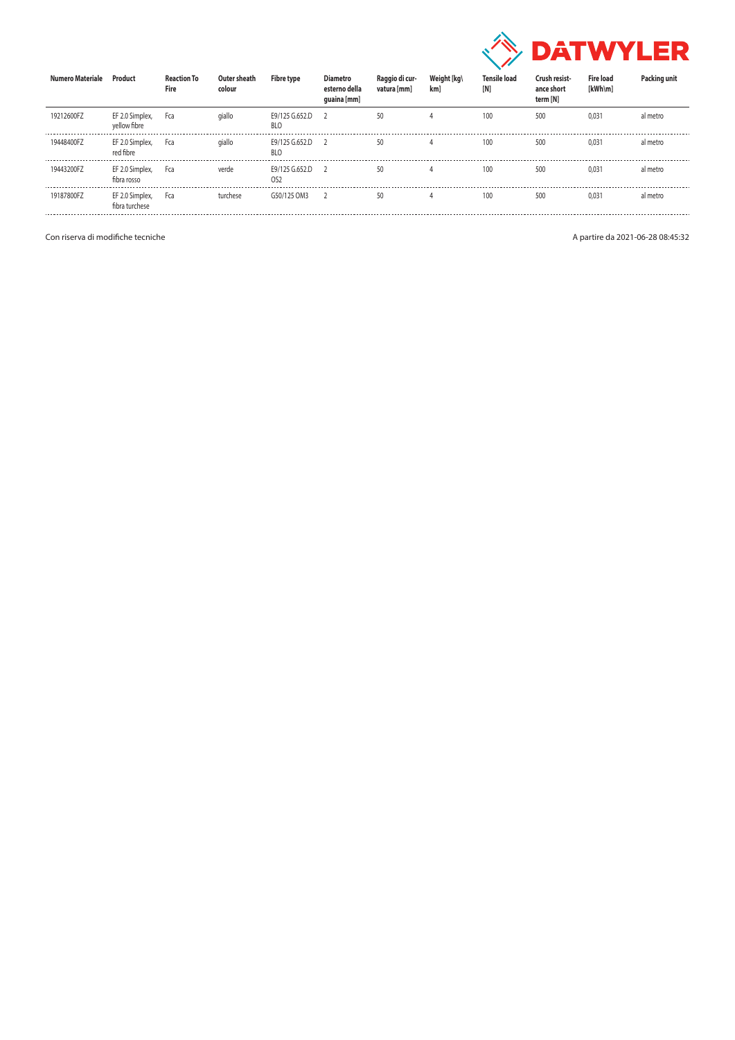| Numero Materiale | Product | Reaction To Fire | Outer sheath colour | Fibre type | Diametro esterno della guaina [mm] | Raggio di curvatura [mm] | Weight [kg\km] | Tensile load [N] | Crush resistance short term [N] | Fire load [kWh\m] | Packing unit |
|---|---|---|---|---|---|---|---|---|---|---|---|
| 19212600FZ | EF 2.0 Simplex, yellow fibre | Fca | giallo | E9/125 G.652.D BLO | 2 | 50 | 4 | 100 | 500 | 0,031 | al metro |
| 19448400FZ | EF 2.0 Simplex, red fibre | Fca | giallo | E9/125 G.652.D BLO | 2 | 50 | 4 | 100 | 500 | 0,031 | al metro |
| 19443200FZ | EF 2.0 Simplex, fibra rosso | Fca | verde | E9/125 G.652.D OS2 | 2 | 50 | 4 | 100 | 500 | 0,031 | al metro |
| 19187800FZ | EF 2.0 Simplex, fibra turchese | Fca | turchese | G50/125 OM3 | 2 | 50 | 4 | 100 | 500 | 0,031 | al metro |

Con riserva di modifiche tecniche

A partire da 2021-06-28 08:45:32